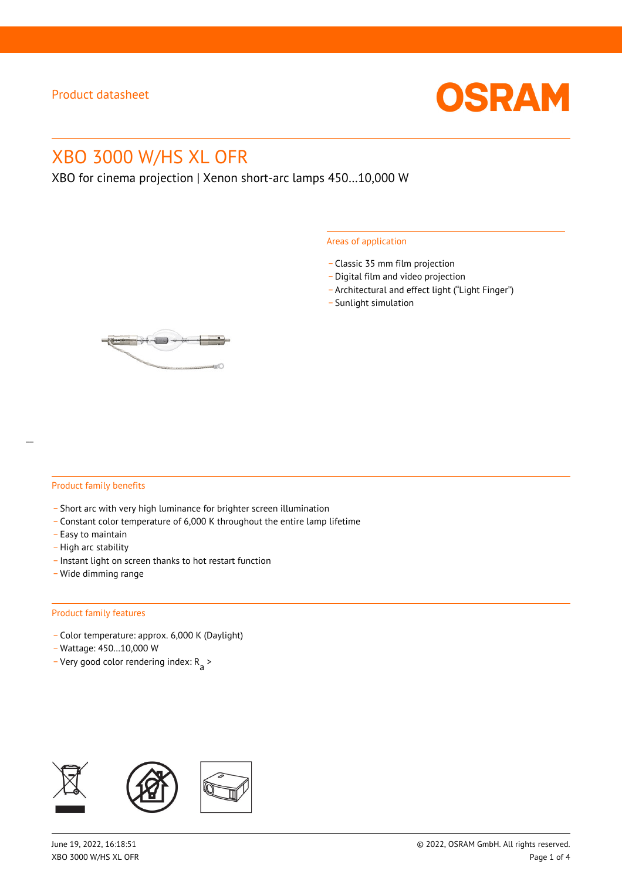Product datasheet

# XBO 3000 W/HS XL OFR

XBO for cinema projection | Xenon short-arc lamps 450…10,000 W

## Areas of application

- Classic 35 mm film projection
- Digital film and video projection
- Architectural and effect light ("Light Finger")
- Sunlight simulation

## Product family benefits

- Short arc with very high luminance for brighter screen illumination
- Constant color temperature of 6,000 K throughout the entire lamp lifetime
- Easy to maintain
- High arc stability
- Instant light on screen thanks to hot restart function
- Wide dimming range

## Product family features

- Color temperature: approx. 6,000 K (Daylight)
- Wattage: 450…10,000 W
- Very good color rendering index: $R_a$ >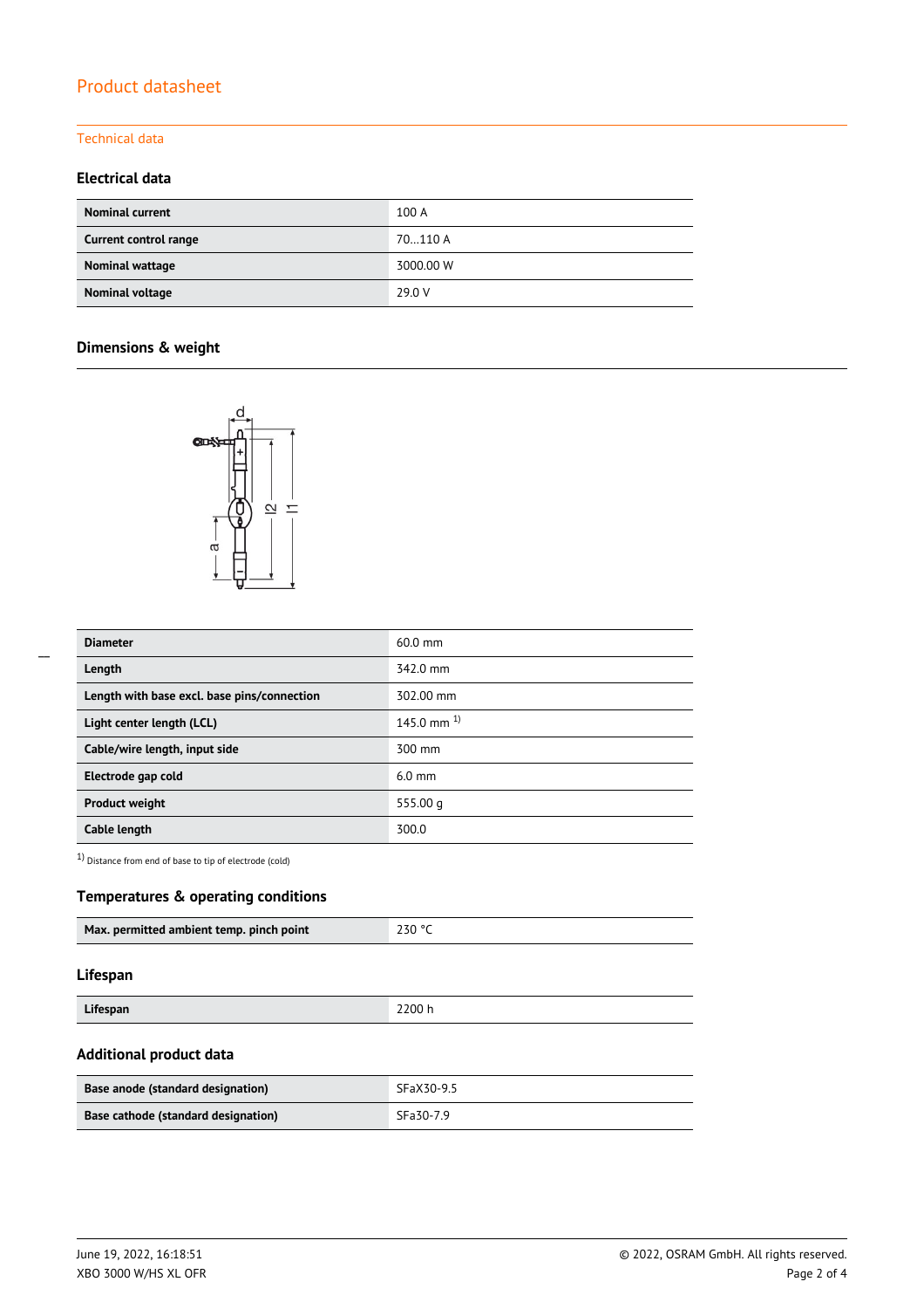# Product datasheet

## Technical data

### Electrical data

| Nominal current | 100 A |
|---|---|
| Current control range | 70…110 A |
| Nominal wattage | 3000.00 W |
| Nominal voltage | 29.0 V |

### Dimensions & weight

| Diameter | 60.0 mm |
|---|---|
| Length | 342.0 mm |
| Length with base excl. base pins/connection | 302.00 mm |
| Light center length (LCL) | 145.0 mm [1] |
| Cable/wire length, input side | 300 mm |
| Electrode gap cold | 6.0 mm |
| Product weight | 555.00 g |
| Cable length | 300.0 |

[1] Distance from end of base to tip of electrode (cold)

### Temperatures & operating conditions

| Max. permitted ambient temp. pinch point | 230 °C |
|---|---|

### Lifespan

| Lifespan | 2200 h |
|---|---|

### Additional product data

| Base anode (standard designation) | SFaX30-9.5 |
|---|---|
| Base cathode (standard designation) | SFa30-7.9 |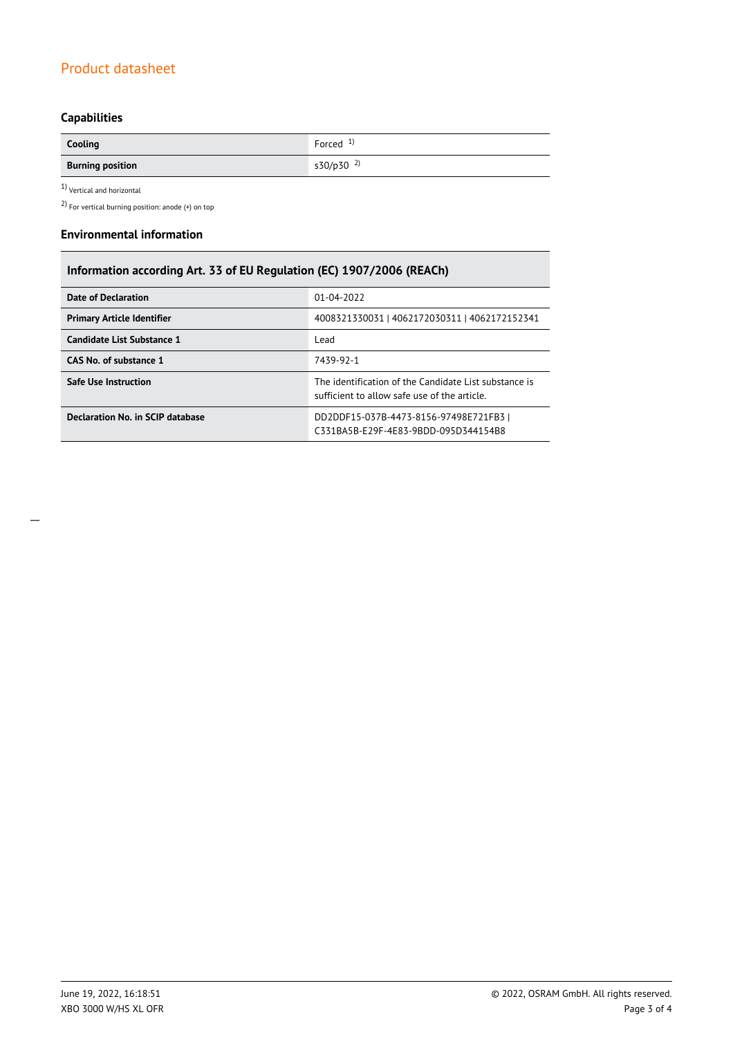## Capabilities

| Cooling | Forced [1] |
| --- | --- |
| **Burning position** | s30/p30 [2] |

[1] Vertical and horizontal

[2] For vertical burning position: anode (+) on top

## Environmental information

| Information according Art. 33 of EU Regulation (EC) 1907/2006 (REACh) | |
| --- | --- |
| **Date of Declaration** | 01-04-2022 |
| **Primary Article Identifier** | 4008321330031 \| 4062172030311 \| 4062172152341 |
| **Candidate List Substance 1** | Lead |
| **CAS No. of substance 1** | 7439-92-1 |
| **Safe Use Instruction** | The identification of the Candidate List substance is sufficient to allow safe use of the article. |
| **Declaration No. in SCIP database** | DD2DDF15-037B-4473-8156-97498E721FB3 \| C331BA5B-E29F-4E83-9BDD-095D344154B8 |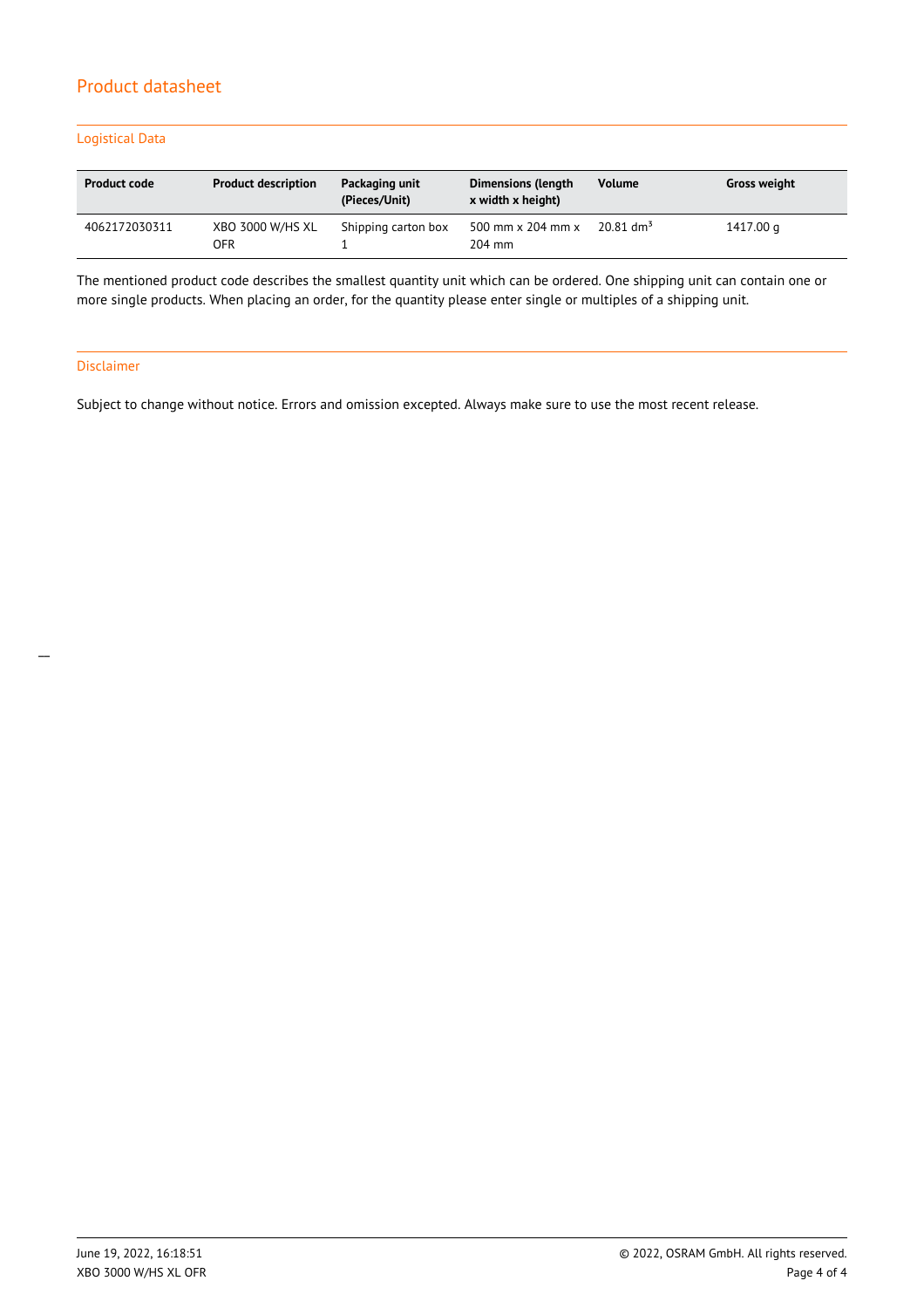# Product datasheet

## Logistical Data

| Product code | Product description | Packaging unit (Pieces/Unit) | Dimensions (length x width x height) | Volume | Gross weight |
| --- | --- | --- | --- | --- | --- |
| 4062172030311 | XBO 3000 W/HS XL OFR | Shipping carton box 1 | 500 mm x 204 mm x 204 mm | 20.81 $dm^3$ | 1417.00 g |

The mentioned product code describes the smallest quantity unit which can be ordered. One shipping unit can contain one or more single products. When placing an order, for the quantity please enter single or multiples of a shipping unit.

## Disclaimer

Subject to change without notice. Errors and omission excepted. Always make sure to use the most recent release.